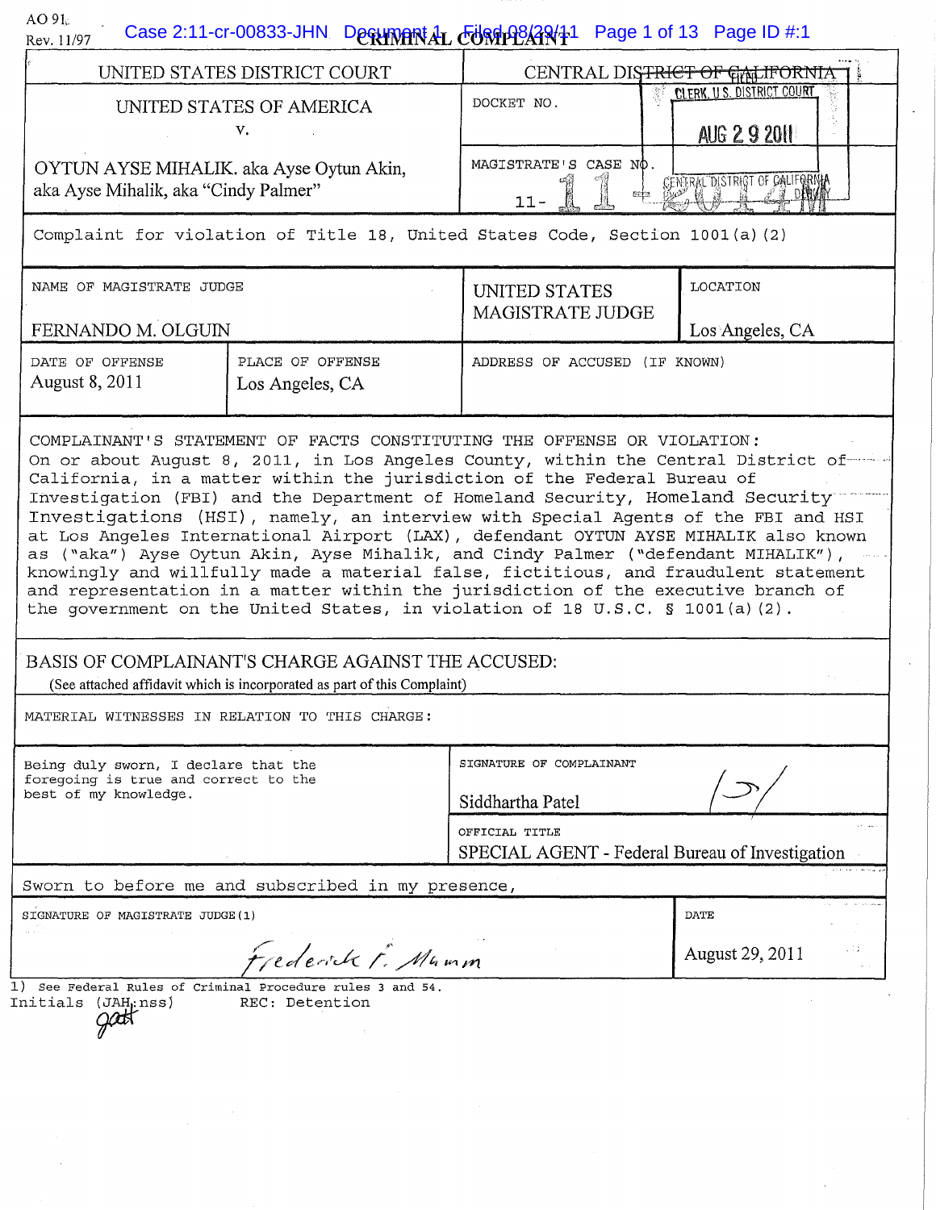AO 91
Rev. 11/97

# CRIMINAL COMPLAINT

| UNITED STATES DISTRICT COURT | CENTRAL DISTRICT OF CALIFORNIA |
|---|---|
| UNITED STATES OF AMERICA v. | DOCKET NO. |
| OYTUN AYSE MIHALIK. aka Ayse Oytun Akin, aka Ayse Mihalik, aka "Cindy Palmer" | MAGISTRATE'S CASE NO. 11- |

FILED
CLERK, U.S. DISTRICT COURT
AUG 29 2011
CENTRAL DISTRICT OF CALIFORNIA
DEPUTY

Complaint for violation of Title 18, United States Code, Section 1001(a)(2)

| NAME OF MAGISTRATE JUDGE | | LOCATION |
|---|---|---|
| FERNANDO M. OLGUIN | UNITED STATES MAGISTRATE JUDGE | Los Angeles, CA |

| DATE OF OFFENSE | PLACE OF OFFENSE | ADDRESS OF ACCUSED (IF KNOWN) |
|---|---|---|
| August 8, 2011 | Los Angeles, CA | |

COMPLAINANT'S STATEMENT OF FACTS CONSTITUTING THE OFFENSE OR VIOLATION:

On or about August 8, 2011, in Los Angeles County, within the Central District of California, in a matter within the jurisdiction of the Federal Bureau of Investigation (FBI) and the Department of Homeland Security, Homeland Security Investigations (HSI), namely, an interview with Special Agents of the FBI and HSI at Los Angeles International Airport (LAX), defendant OYTUN AYSE MIHALIK also known as ("aka") Ayse Oytun Akin, Ayse Mihalik, and Cindy Palmer ("defendant MIHALIK"), knowingly and willfully made a material false, fictitious, and fraudulent statement and representation in a matter within the jurisdiction of the executive branch of the government on the United States, in violation of 18 U.S.C. § 1001(a)(2).

BASIS OF COMPLAINANT'S CHARGE AGAINST THE ACCUSED:

(See attached affidavit which is incorporated as part of this Complaint)

MATERIAL WITNESSES IN RELATION TO THIS CHARGE:

| Being duly sworn, I declare that the foregoing is true and correct to the best of my knowledge. | SIGNATURE OF COMPLAINANT<br>Siddhartha Patel /S/ |
|---|---|
| | OFFICIAL TITLE<br>SPECIAL AGENT - Federal Bureau of Investigation |

Sworn to before me and subscribed in my presence,

| SIGNATURE OF MAGISTRATE JUDGE(1) | DATE |
|---|---|
| Frederick F. Mumm | August 29, 2011 |

1) See Federal Rules of Criminal Procedure rules 3 and 54.

Initials (JAH:nss) REC: Detention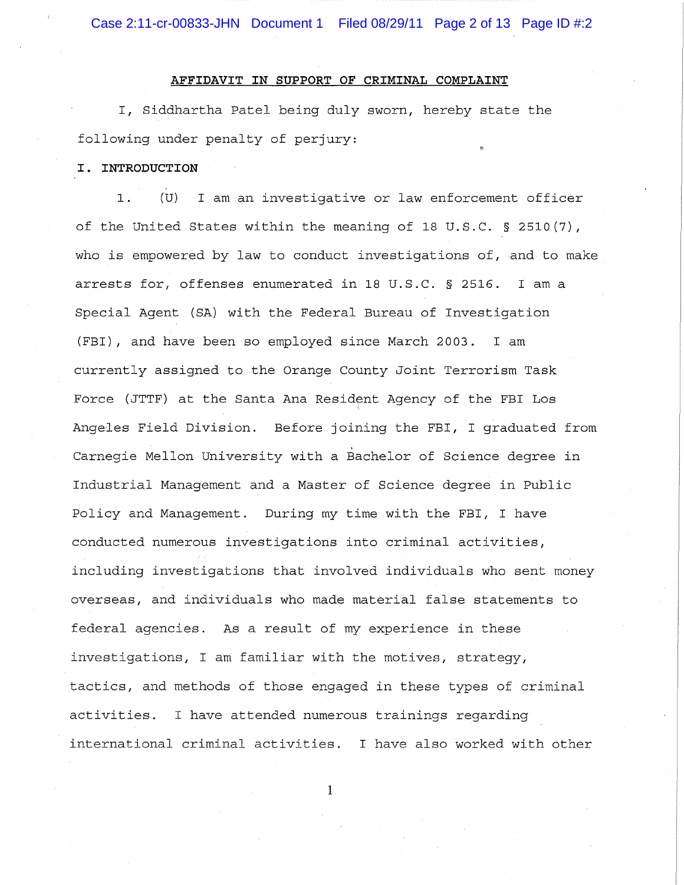## AFFIDAVIT IN SUPPORT OF CRIMINAL COMPLAINT

I, Siddhartha Patel being duly sworn, hereby state the following under penalty of perjury:

### I. INTRODUCTION

1. (U) I am an investigative or law enforcement officer of the United States within the meaning of 18 U.S.C. § 2510(7), who is empowered by law to conduct investigations of, and to make arrests for, offenses enumerated in 18 U.S.C. § 2516. I am a Special Agent (SA) with the Federal Bureau of Investigation (FBI), and have been so employed since March 2003. I am currently assigned to the Orange County Joint Terrorism Task Force (JTTF) at the Santa Ana Resident Agency of the FBI Los Angeles Field Division. Before joining the FBI, I graduated from Carnegie Mellon University with a Bachelor of Science degree in Industrial Management and a Master of Science degree in Public Policy and Management. During my time with the FBI, I have conducted numerous investigations into criminal activities, including investigations that involved individuals who sent money overseas, and individuals who made material false statements to federal agencies. As a result of my experience in these investigations, I am familiar with the motives, strategy, tactics, and methods of those engaged in these types of criminal activities. I have attended numerous trainings regarding international criminal activities. I have also worked with other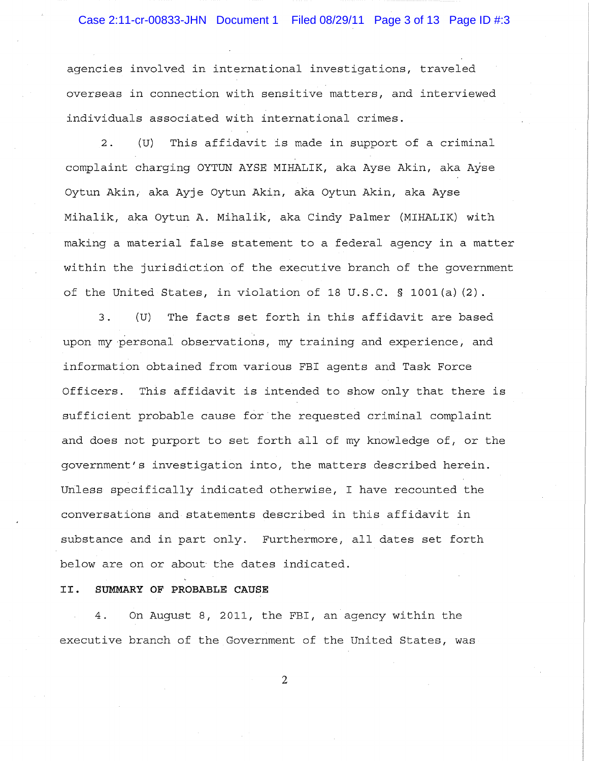agencies involved in international investigations, traveled overseas in connection with sensitive matters, and interviewed individuals associated with international crimes.

2. (U) This affidavit is made in support of a criminal complaint charging OYTUN AYSE MIHALIK, aka Ayse Akin, aka Ayse Oytun Akin, aka Ayje Oytun Akin, aka Oytun Akin, aka Ayse Mihalik, aka Oytun A. Mihalik, aka Cindy Palmer (MIHALIK) with making a material false statement to a federal agency in a matter within the jurisdiction of the executive branch of the government of the United States, in violation of 18 U.S.C. § 1001(a)(2).

3. (U) The facts set forth in this affidavit are based upon my personal observations, my training and experience, and information obtained from various FBI agents and Task Force Officers. This affidavit is intended to show only that there is sufficient probable cause for the requested criminal complaint and does not purport to set forth all of my knowledge of, or the government's investigation into, the matters described herein. Unless specifically indicated otherwise, I have recounted the conversations and statements described in this affidavit in substance and in part only. Furthermore, all dates set forth below are on or about the dates indicated.

## II. SUMMARY OF PROBABLE CAUSE

4. On August 8, 2011, the FBI, an agency within the executive branch of the Government of the United States, was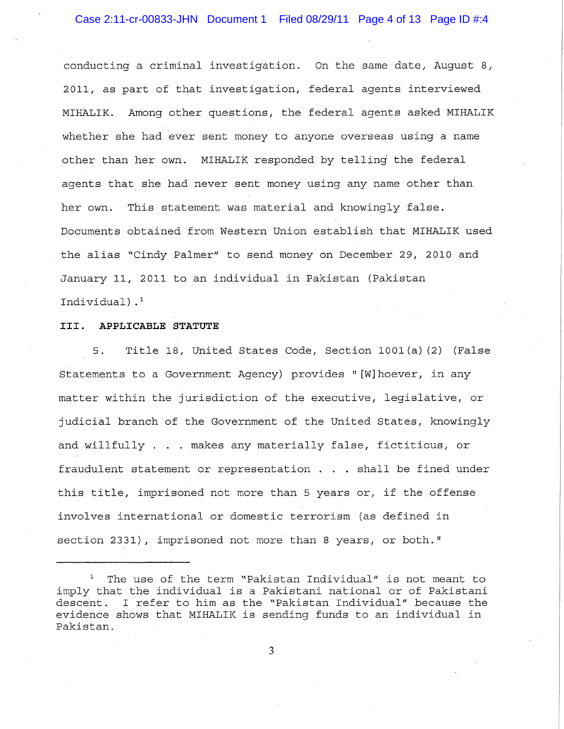conducting a criminal investigation. On the same date, August 8, 2011, as part of that investigation, federal agents interviewed MIHALIK. Among other questions, the federal agents asked MIHALIK whether she had ever sent money to anyone overseas using a name other than her own. MIHALIK responded by telling the federal agents that she had never sent money using any name other than her own. This statement was material and knowingly false. Documents obtained from Western Union establish that MIHALIK used the alias "Cindy Palmer" to send money on December 29, 2010 and January 11, 2011 to an individual in Pakistan (Pakistan Individual).[1]

## III. APPLICABLE STATUTE

5. Title 18, United States Code, Section 1001(a)(2) (False Statements to a Government Agency) provides "[W]hoever, in any matter within the jurisdiction of the executive, legislative, or judicial branch of the Government of the United States, knowingly and willfully . . . makes any materially false, fictitious, or fraudulent statement or representation . . . shall be fined under this title, imprisoned not more than 5 years or, if the offense involves international or domestic terrorism (as defined in section 2331), imprisoned not more than 8 years, or both."

---

[1] The use of the term "Pakistan Individual" is not meant to imply that the individual is a Pakistani national or of Pakistani descent. I refer to him as the "Pakistan Individual" because the evidence shows that MIHALIK is sending funds to an individual in Pakistan.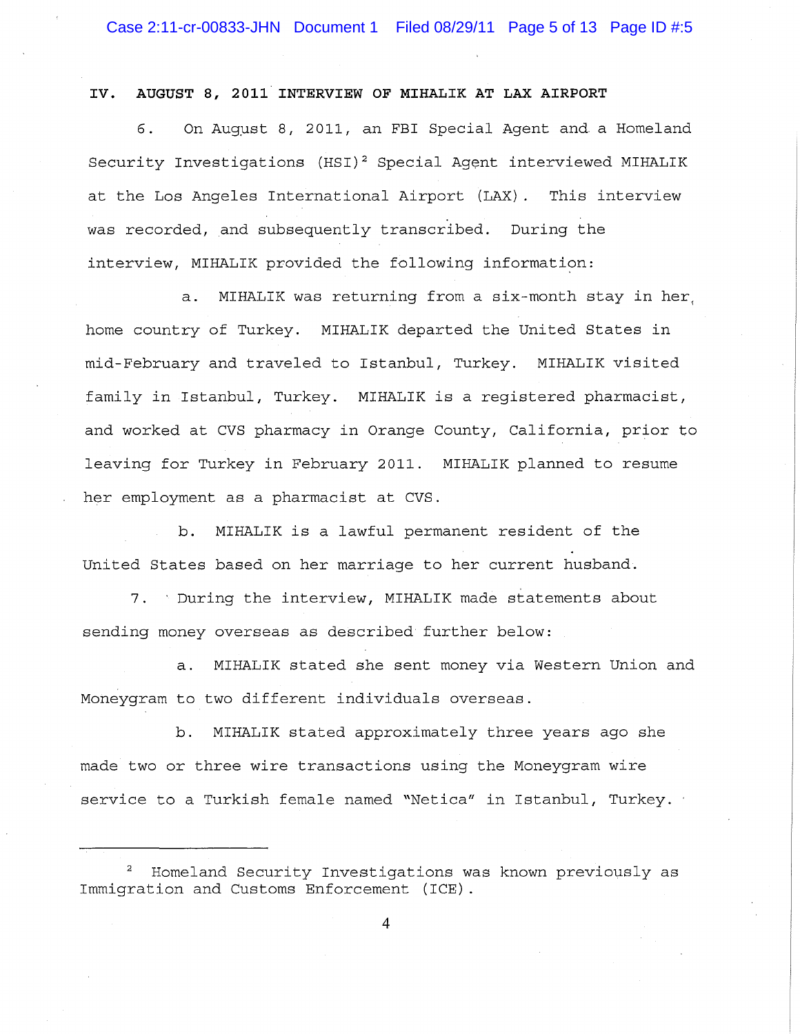## IV. AUGUST 8, 2011 INTERVIEW OF MIHALIK AT LAX AIRPORT

6. On August 8, 2011, an FBI Special Agent and a Homeland Security Investigations (HSI)[2] Special Agent interviewed MIHALIK at the Los Angeles International Airport (LAX). This interview was recorded, and subsequently transcribed. During the interview, MIHALIK provided the following information:

a. MIHALIK was returning from a six-month stay in her home country of Turkey. MIHALIK departed the United States in mid-February and traveled to Istanbul, Turkey. MIHALIK visited family in Istanbul, Turkey. MIHALIK is a registered pharmacist, and worked at CVS pharmacy in Orange County, California, prior to leaving for Turkey in February 2011. MIHALIK planned to resume her employment as a pharmacist at CVS.

b. MIHALIK is a lawful permanent resident of the United States based on her marriage to her current husband.

7. During the interview, MIHALIK made statements about sending money overseas as described further below:

a. MIHALIK stated she sent money via Western Union and Moneygram to two different individuals overseas.

b. MIHALIK stated approximately three years ago she made two or three wire transactions using the Moneygram wire service to a Turkish female named "Netica" in Istanbul, Turkey.

---

[2] Homeland Security Investigations was known previously as Immigration and Customs Enforcement (ICE).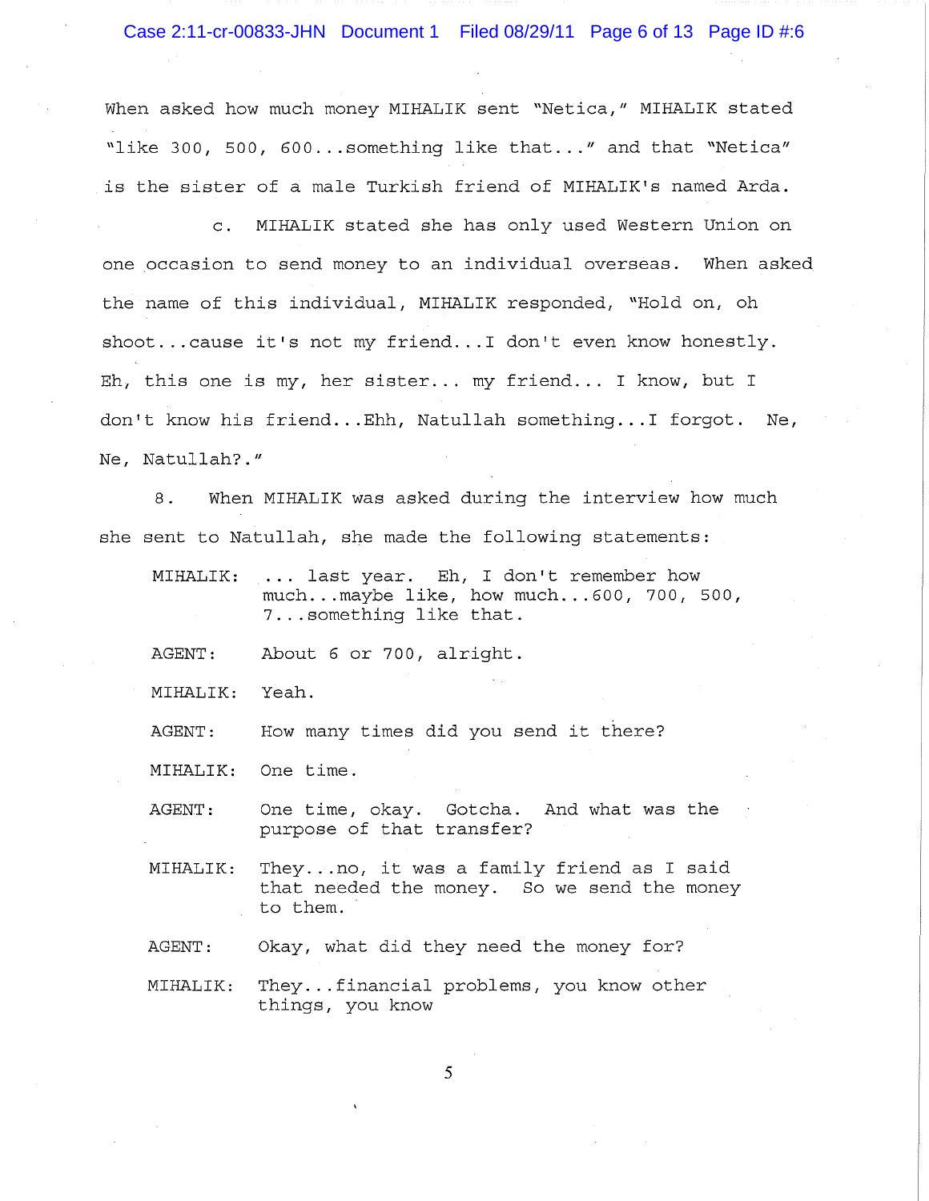When asked how much money MIHALIK sent "Netica," MIHALIK stated "like 300, 500, 600...something like that..." and that "Netica" is the sister of a male Turkish friend of MIHALIK's named Arda.

c. MIHALIK stated she has only used Western Union on one occasion to send money to an individual overseas. When asked the name of this individual, MIHALIK responded, "Hold on, oh shoot...cause it's not my friend...I don't even know honestly. Eh, this one is my, her sister... my friend... I know, but I don't know his friend...Ehh, Natullah something...I forgot. Ne, Ne, Natullah?."

8. When MIHALIK was asked during the interview how much she sent to Natullah, she made the following statements:

MIHALIK: ... last year. Eh, I don't remember how much...maybe like, how much...600, 700, 500, 7...something like that.

AGENT: About 6 or 700, alright.

MIHALIK: Yeah.

AGENT: How many times did you send it there?

MIHALIK: One time.

AGENT: One time, okay. Gotcha. And what was the purpose of that transfer?

MIHALIK: They...no, it was a family friend as I said that needed the money. So we send the money to them.

AGENT: Okay, what did they need the money for?

MIHALIK: They...financial problems, you know other things, you know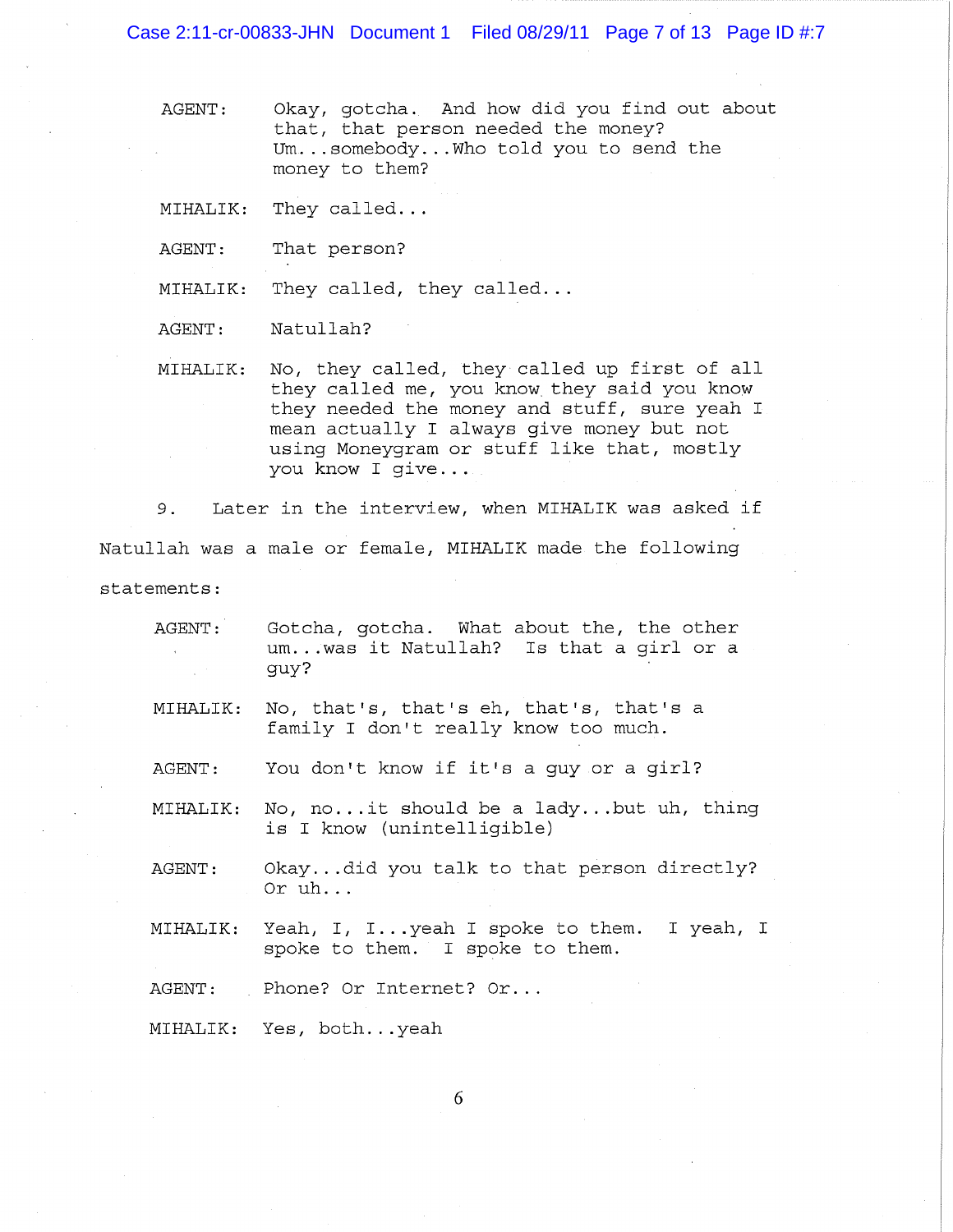AGENT: Okay, gotcha. And how did you find out about that, that person needed the money? Um...somebody...Who told you to send the money to them?

MIHALIK: They called...

AGENT: That person?

MIHALIK: They called, they called...

AGENT: Natullah?

MIHALIK: No, they called, they called up first of all they called me, you know they said you know they needed the money and stuff, sure yeah I mean actually I always give money but not using Moneygram or stuff like that, mostly you know I give...

9. Later in the interview, when MIHALIK was asked if Natullah was a male or female, MIHALIK made the following statements:

AGENT: Gotcha, gotcha. What about the, the other um...was it Natullah? Is that a girl or a guy?

MIHALIK: No, that's, that's eh, that's, that's a family I don't really know too much.

AGENT: You don't know if it's a guy or a girl?

MIHALIK: No, no...it should be a lady...but uh, thing is I know (unintelligible)

AGENT: Okay...did you talk to that person directly? Or uh...

MIHALIK: Yeah, I, I...yeah I spoke to them. I yeah, I spoke to them. I spoke to them.

AGENT: Phone? Or Internet? Or...

MIHALIK: Yes, both...yeah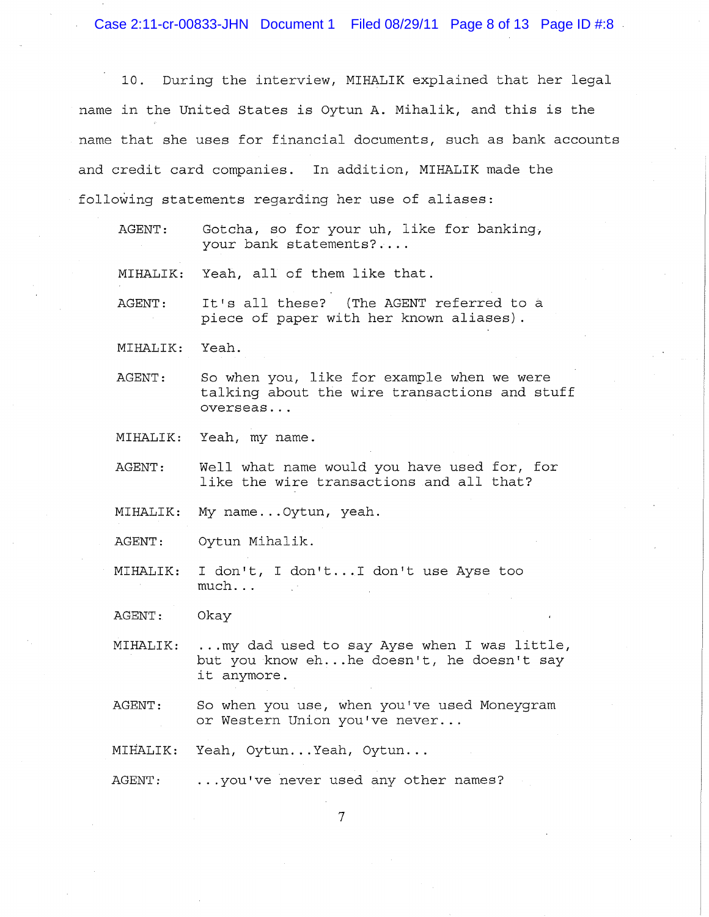10. During the interview, MIHALIK explained that her legal name in the United States is Oytun A. Mihalik, and this is the name that she uses for financial documents, such as bank accounts and credit card companies. In addition, MIHALIK made the following statements regarding her use of aliases:

AGENT: Gotcha, so for your uh, like for banking, your bank statements?....

MIHALIK: Yeah, all of them like that.

AGENT: It's all these? (The AGENT referred to a piece of paper with her known aliases).

MIHALIK: Yeah.

AGENT: So when you, like for example when we were talking about the wire transactions and stuff overseas...

MIHALIK: Yeah, my name.

AGENT: Well what name would you have used for, for like the wire transactions and all that?

MIHALIK: My name...Oytun, yeah.

AGENT: Oytun Mihalik.

MIHALIK: I don't, I don't...I don't use Ayse too much...

AGENT: Okay

MIHALIK: ...my dad used to say Ayse when I was little, but you know eh...he doesn't, he doesn't say it anymore.

AGENT: So when you use, when you've used Moneygram or Western Union you've never...

MIHALIK: Yeah, Oytun...Yeah, Oytun...

AGENT: ...you've never used any other names?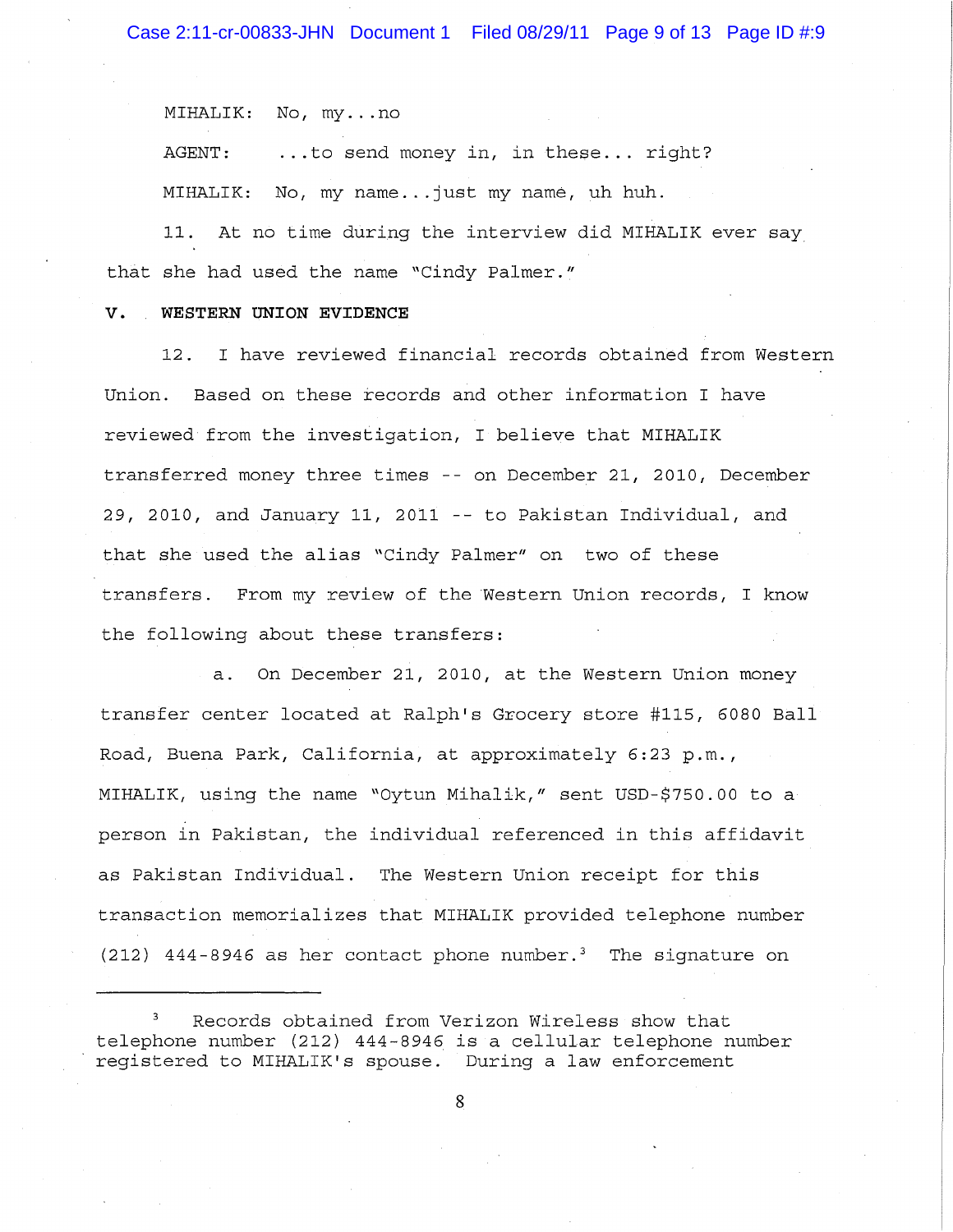MIHALIK: No, my...no

AGENT: ...to send money in, in these... right?

MIHALIK: No, my name...just my name, uh huh.

11. At no time during the interview did MIHALIK ever say that she had used the name "Cindy Palmer."

## V. WESTERN UNION EVIDENCE

12. I have reviewed financial records obtained from Western Union. Based on these records and other information I have reviewed from the investigation, I believe that MIHALIK transferred money three times -- on December 21, 2010, December 29, 2010, and January 11, 2011 -- to Pakistan Individual, and that she used the alias "Cindy Palmer" on two of these transfers. From my review of the Western Union records, I know the following about these transfers:

a. On December 21, 2010, at the Western Union money transfer center located at Ralph's Grocery store #115, 6080 Ball Road, Buena Park, California, at approximately 6:23 p.m., MIHALIK, using the name "Oytun Mihalik," sent USD-$750.00 to a person in Pakistan, the individual referenced in this affidavit as Pakistan Individual. The Western Union receipt for this transaction memorializes that MIHALIK provided telephone number (212) 444-8946 as her contact phone number.[3] The signature on

---

[3] Records obtained from Verizon Wireless show that telephone number (212) 444-8946 is a cellular telephone number registered to MIHALIK's spouse. During a law enforcement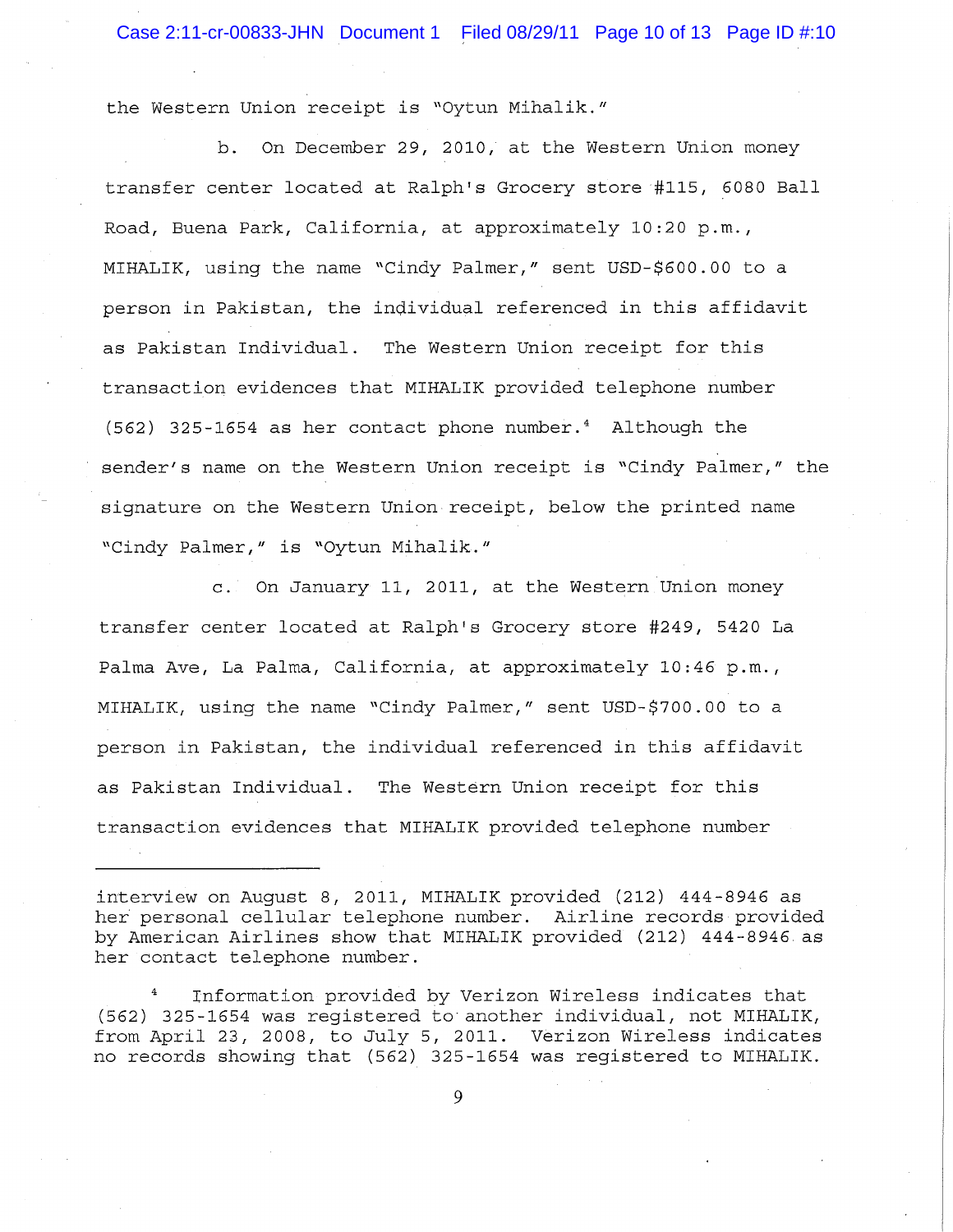the Western Union receipt is "Oytun Mihalik."

b. On December 29, 2010, at the Western Union money transfer center located at Ralph's Grocery store #115, 6080 Ball Road, Buena Park, California, at approximately 10:20 p.m., MIHALIK, using the name "Cindy Palmer," sent USD-$600.00 to a person in Pakistan, the individual referenced in this affidavit as Pakistan Individual. The Western Union receipt for this transaction evidences that MIHALIK provided telephone number (562) 325-1654 as her contact phone number.[4] Although the sender's name on the Western Union receipt is "Cindy Palmer," the signature on the Western Union receipt, below the printed name "Cindy Palmer," is "Oytun Mihalik."

c. On January 11, 2011, at the Western Union money transfer center located at Ralph's Grocery store #249, 5420 La Palma Ave, La Palma, California, at approximately 10:46 p.m., MIHALIK, using the name "Cindy Palmer," sent USD-$700.00 to a person in Pakistan, the individual referenced in this affidavit as Pakistan Individual. The Western Union receipt for this transaction evidences that MIHALIK provided telephone number

---

interview on August 8, 2011, MIHALIK provided (212) 444-8946 as her personal cellular telephone number. Airline records provided by American Airlines show that MIHALIK provided (212) 444-8946 as her contact telephone number.

[4] Information provided by Verizon Wireless indicates that (562) 325-1654 was registered to another individual, not MIHALIK, from April 23, 2008, to July 5, 2011. Verizon Wireless indicates no records showing that (562) 325-1654 was registered to MIHALIK.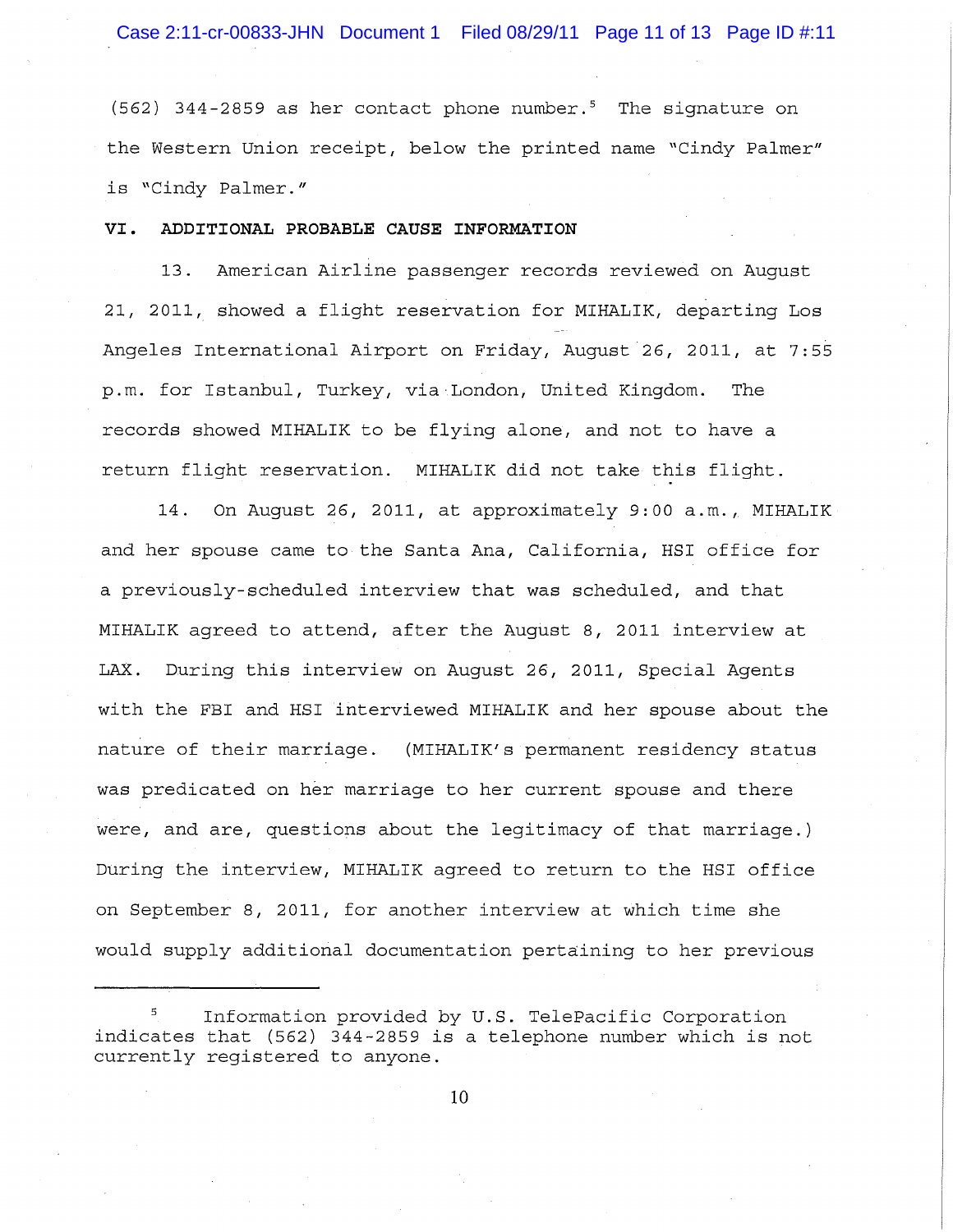(562) 344-2859 as her contact phone number.[5] The signature on the Western Union receipt, below the printed name "Cindy Palmer" is "Cindy Palmer."

**VI. ADDITIONAL PROBABLE CAUSE INFORMATION**

13. American Airline passenger records reviewed on August 21, 2011, showed a flight reservation for MIHALIK, departing Los Angeles International Airport on Friday, August 26, 2011, at 7:55 p.m. for Istanbul, Turkey, via London, United Kingdom. The records showed MIHALIK to be flying alone, and not to have a return flight reservation. MIHALIK did not take this flight.

14. On August 26, 2011, at approximately 9:00 a.m., MIHALIK and her spouse came to the Santa Ana, California, HSI office for a previously-scheduled interview that was scheduled, and that MIHALIK agreed to attend, after the August 8, 2011 interview at LAX. During this interview on August 26, 2011, Special Agents with the FBI and HSI interviewed MIHALIK and her spouse about the nature of their marriage. (MIHALIK's permanent residency status was predicated on her marriage to her current spouse and there were, and are, questions about the legitimacy of that marriage.) During the interview, MIHALIK agreed to return to the HSI office on September 8, 2011, for another interview at which time she would supply additional documentation pertaining to her previous

---

[5] Information provided by U.S. TelePacific Corporation indicates that (562) 344-2859 is a telephone number which is not currently registered to anyone.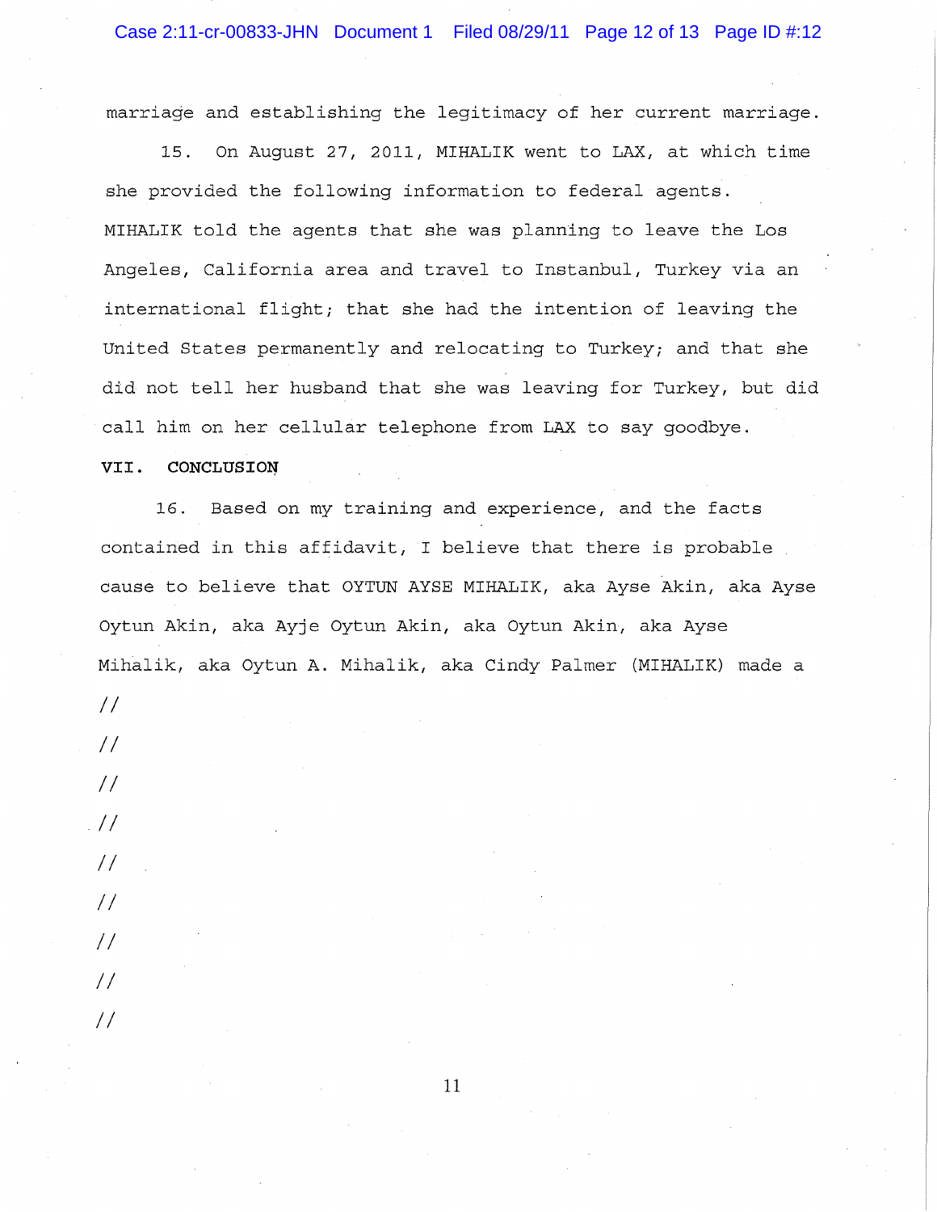marriage and establishing the legitimacy of her current marriage.

15. On August 27, 2011, MIHALIK went to LAX, at which time she provided the following information to federal agents. MIHALIK told the agents that she was planning to leave the Los Angeles, California area and travel to Instanbul, Turkey via an international flight; that she had the intention of leaving the United States permanently and relocating to Turkey; and that she did not tell her husband that she was leaving for Turkey, but did call him on her cellular telephone from LAX to say goodbye.

## VII. CONCLUSION

16. Based on my training and experience, and the facts contained in this affidavit, I believe that there is probable cause to believe that OYTUN AYSE MIHALIK, aka Ayse Akin, aka Ayse Oytun Akin, aka Ayje Oytun Akin, aka Oytun Akin, aka Ayse Mihalik, aka Oytun A. Mihalik, aka Cindy Palmer (MIHALIK) made a

//

//

//

//

//

//

//

//

//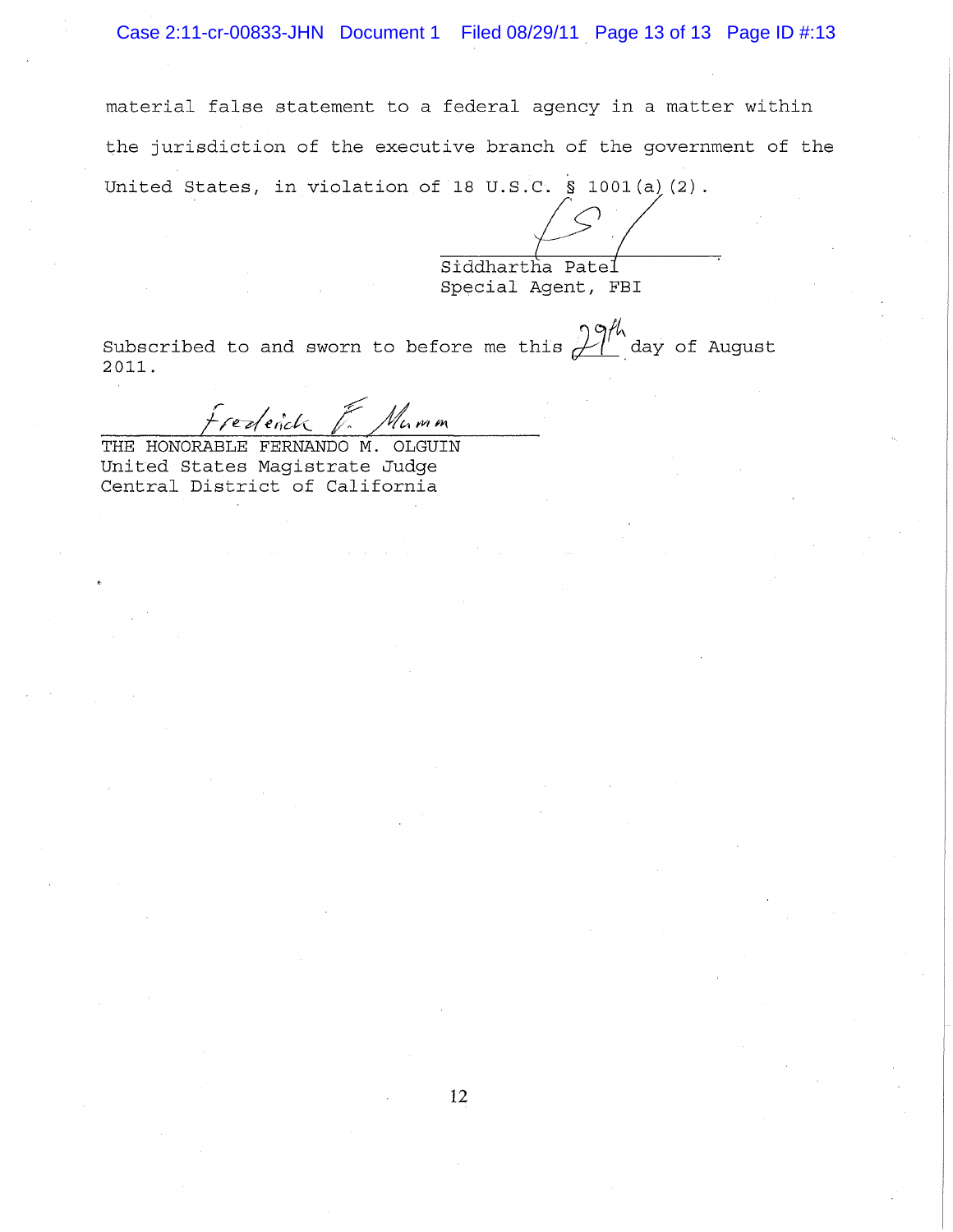material false statement to a federal agency in a matter within the jurisdiction of the executive branch of the government of the United States, in violation of 18 U.S.C. § 1001(a)(2).

/S/

Siddhartha Patel
Special Agent, FBI

Subscribed to and sworn to before me this 29th day of August 2011.

Frederick F. Mumm

THE HONORABLE FERNANDO M. OLGUIN
United States Magistrate Judge
Central District of California